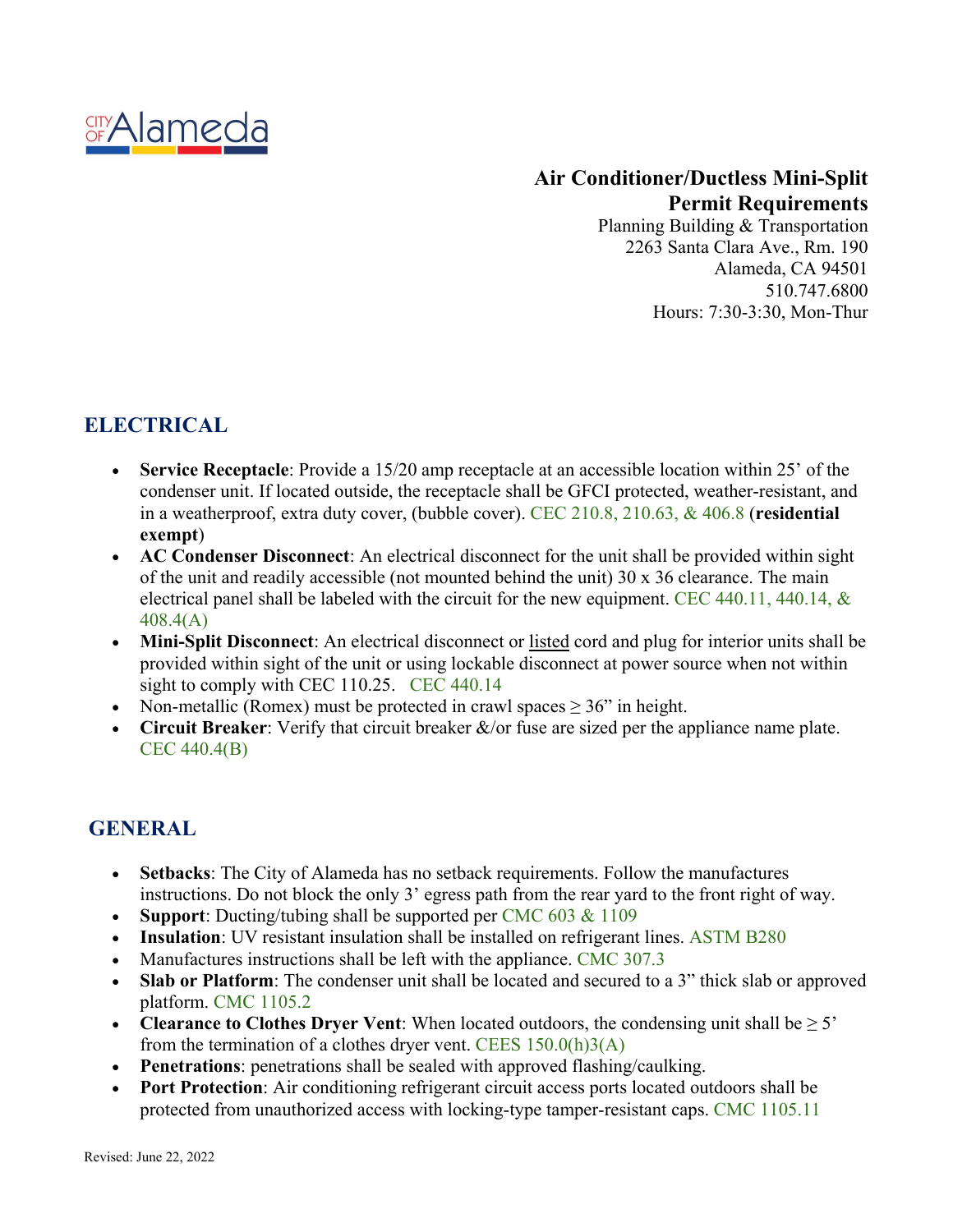CITY OF Alameda

**Air Conditioner/Ductless Mini-Split Permit Requirements**

Planning Building & Transportation
2263 Santa Clara Ave., Rm. 190
Alameda, CA 94501
510.747.6800
Hours: 7:30-3:30, Mon-Thur

## ELECTRICAL

- **Service Receptacle**: Provide a 15/20 amp receptacle at an accessible location within 25' of the condenser unit. If located outside, the receptacle shall be GFCI protected, weather-resistant, and in a weatherproof, extra duty cover, (bubble cover). CEC 210.8, 210.63, & 406.8 (**residential exempt**)
- **AC Condenser Disconnect**: An electrical disconnect for the unit shall be provided within sight of the unit and readily accessible (not mounted behind the unit) 30 x 36 clearance. The main electrical panel shall be labeled with the circuit for the new equipment. CEC 440.11, 440.14, & 408.4(A)
- **Mini-Split Disconnect**: An electrical disconnect or listed cord and plug for interior units shall be provided within sight of the unit or using lockable disconnect at power source when not within sight to comply with CEC 110.25. CEC 440.14
- Non-metallic (Romex) must be protected in crawl spaces ≥ 36" in height.
- **Circuit Breaker**: Verify that circuit breaker &/or fuse are sized per the appliance name plate. CEC 440.4(B)

## GENERAL

- **Setbacks**: The City of Alameda has no setback requirements. Follow the manufactures instructions. Do not block the only 3' egress path from the rear yard to the front right of way.
- **Support**: Ducting/tubing shall be supported per CMC 603 & 1109
- **Insulation**: UV resistant insulation shall be installed on refrigerant lines. ASTM B280
- Manufactures instructions shall be left with the appliance. CMC 307.3
- **Slab or Platform**: The condenser unit shall be located and secured to a 3" thick slab or approved platform. CMC 1105.2
- **Clearance to Clothes Dryer Vent**: When located outdoors, the condensing unit shall be ≥ 5' from the termination of a clothes dryer vent. CEES 150.0(h)3(A)
- **Penetrations**: penetrations shall be sealed with approved flashing/caulking.
- **Port Protection**: Air conditioning refrigerant circuit access ports located outdoors shall be protected from unauthorized access with locking-type tamper-resistant caps. CMC 1105.11

Revised: June 22, 2022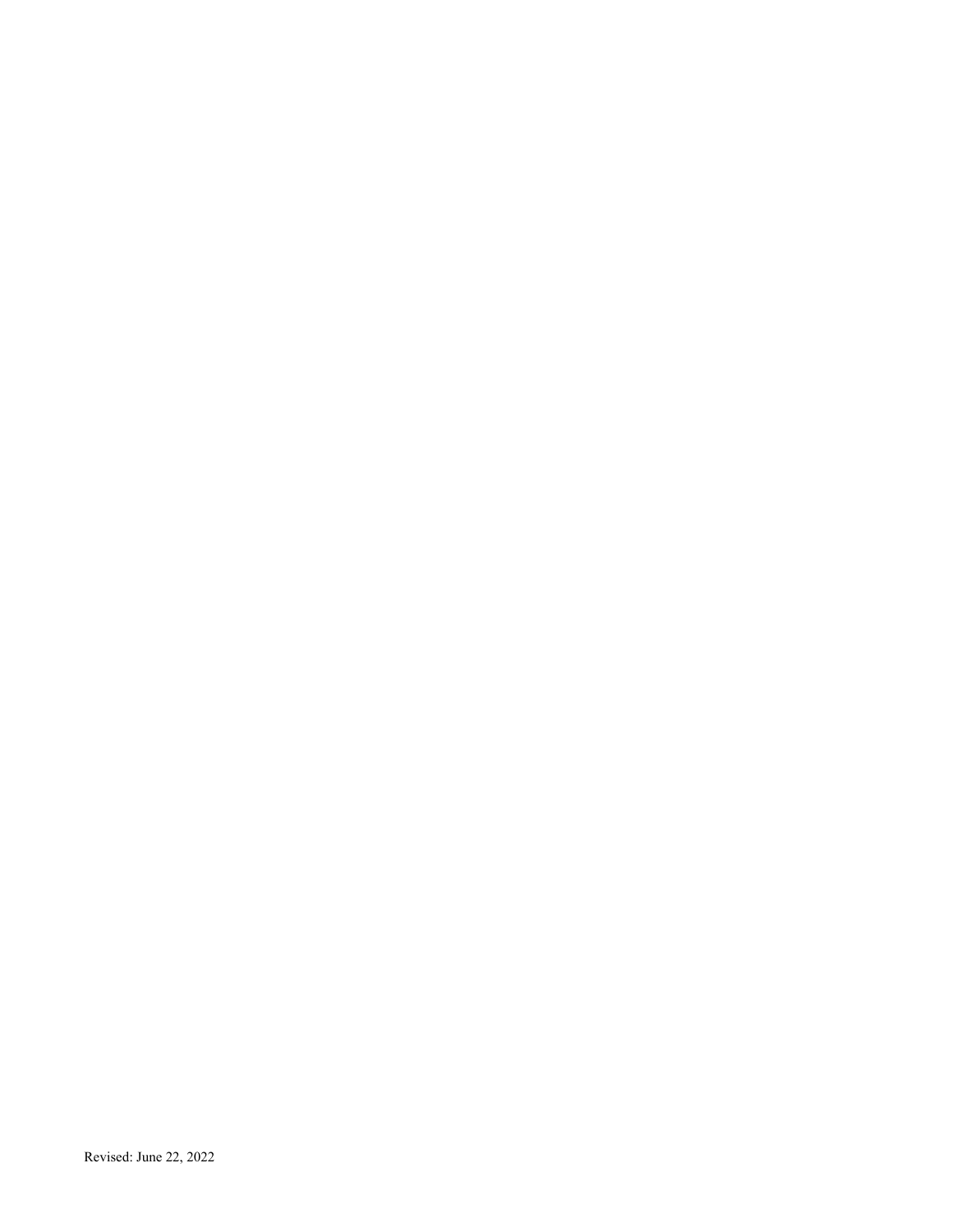Revised: June 22, 2022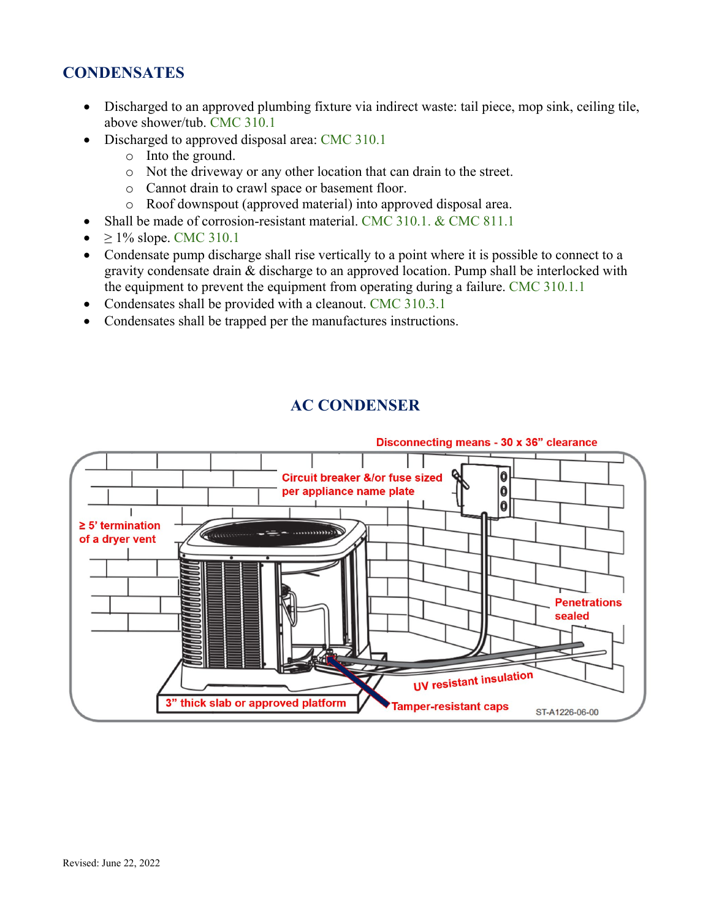## CONDENSATES

- Discharged to an approved plumbing fixture via indirect waste: tail piece, mop sink, ceiling tile, above shower/tub. CMC 310.1
- Discharged to approved disposal area: CMC 310.1
  - Into the ground.
  - Not the driveway or any other location that can drain to the street.
  - Cannot drain to crawl space or basement floor.
  - Roof downspout (approved material) into approved disposal area.
- Shall be made of corrosion-resistant material. CMC 310.1. & CMC 811.1
- ≥ 1% slope. CMC 310.1
- Condensate pump discharge shall rise vertically to a point where it is possible to connect to a gravity condensate drain & discharge to an approved location. Pump shall be interlocked with the equipment to prevent the equipment from operating during a failure. CMC 310.1.1
- Condensates shall be provided with a cleanout. CMC 310.3.1
- Condensates shall be trapped per the manufactures instructions.

## AC CONDENSER

Disconnecting means - 30 x 36" clearance

Circuit breaker &/or fuse sized per appliance name plate

≥ 5' termination of a dryer vent

Penetrations sealed

UV resistant insulation

3" thick slab or approved platform

Tamper-resistant caps

ST-A1226-06-00

Revised: June 22, 2022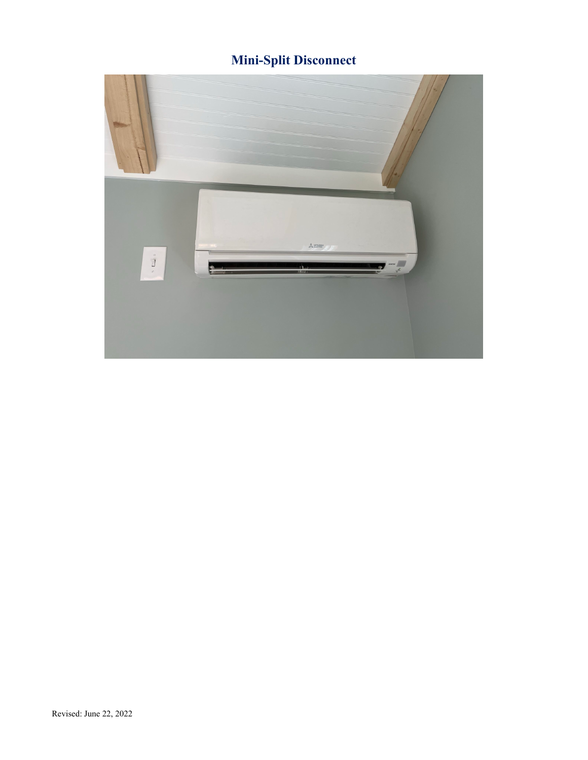## Mini-Split Disconnect

Revised: June 22, 2022